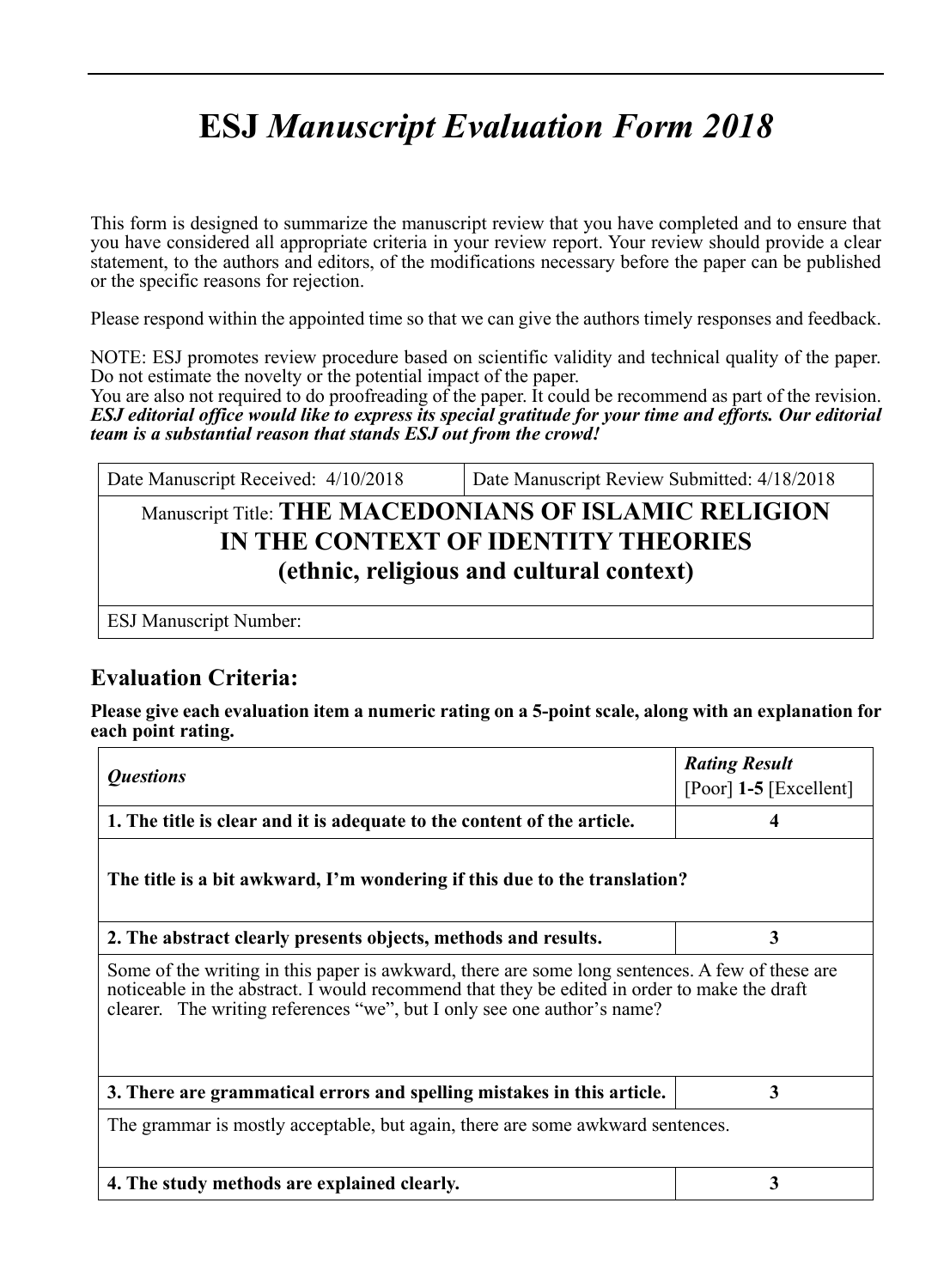# ESJ *Manuscript Evaluation Form 2018*

This form is designed to summarize the manuscript review that you have completed and to ensure that you have considered all appropriate criteria in your review report. Your review should provide a clear statement, to the authors and editors, of the modifications necessary before the paper can be published or the specific reasons for rejection.

Please respond within the appointed time so that we can give the authors timely responses and feedback.

NOTE: ESJ promotes review procedure based on scientific validity and technical quality of the paper. Do not estimate the novelty or the potential impact of the paper.
You are also not required to do proofreading of the paper. It could be recommend as part of the revision.
***ESJ editorial office would like to express its special gratitude for your time and efforts. Our editorial team is a substantial reason that stands ESJ out from the crowd!***

| Date Manuscript Received: 4/10/2018 | Date Manuscript Review Submitted: 4/18/2018 |
|---|---|
| Manuscript Title: **THE MACEDONIANS OF ISLAMIC RELIGION IN THE CONTEXT OF IDENTITY THEORIES (ethnic, religious and cultural context)** | |
| ESJ Manuscript Number: | |

## Evaluation Criteria:

**Please give each evaluation item a numeric rating on a 5-point scale, along with an explanation for each point rating.**

| *Questions* | ***Rating Result*** [Poor] **1-5** [Excellent] |
|---|---|
| **1. The title is clear and it is adequate to the content of the article.** | **4** |
| **The title is a bit awkward, I'm wondering if this due to the translation?** | |
| **2. The abstract clearly presents objects, methods and results.** | **3** |
| Some of the writing in this paper is awkward, there are some long sentences. A few of these are noticeable in the abstract. I would recommend that they be edited in order to make the draft clearer. The writing references "we", but I only see one author's name? | |
| **3. There are grammatical errors and spelling mistakes in this article.** | **3** |
| The grammar is mostly acceptable, but again, there are some awkward sentences. | |
| **4. The study methods are explained clearly.** | **3** |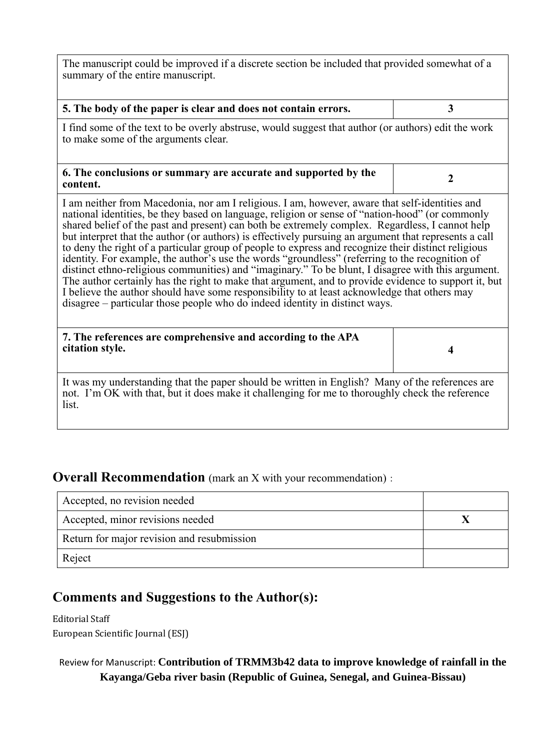| | |
|---|---|
| The manuscript could be improved if a discrete section be included that provided somewhat of a summary of the entire manuscript. | |
| **5. The body of the paper is clear and does not contain errors.** | **3** |
| I find some of the text to be overly abstruse, would suggest that author (or authors) edit the work to make some of the arguments clear. | |
| **6. The conclusions or summary are accurate and supported by the content.** | **2** |
| I am neither from Macedonia, nor am I religious. I am, however, aware that self-identities and national identities, be they based on language, religion or sense of "nation-hood" (or commonly shared belief of the past and present) can both be extremely complex. Regardless, I cannot help but interpret that the author (or authors) is effectively pursuing an argument that represents a call to deny the right of a particular group of people to express and recognize their distinct religious identity. For example, the author's use the words "groundless" (referring to the recognition of distinct ethno-religious communities) and "imaginary." To be blunt, I disagree with this argument. The author certainly has the right to make that argument, and to provide evidence to support it, but I believe the author should have some responsibility to at least acknowledge that others may disagree – particular those people who do indeed identity in distinct ways. | |
| **7. The references are comprehensive and according to the APA citation style.** | **4** |
| It was my understanding that the paper should be written in English? Many of the references are not. I'm OK with that, but it does make it challenging for me to thoroughly check the reference list. | |

## **Overall Recommendation** (mark an X with your recommendation) :

| | |
|---|---|
| Accepted, no revision needed | |
| Accepted, minor revisions needed | **X** |
| Return for major revision and resubmission | |
| Reject | |

## Comments and Suggestions to the Author(s):

Editorial Staff
European Scientific Journal (ESJ)

Review for Manuscript: **Contribution of TRMM3b42 data to improve knowledge of rainfall in the Kayanga/Geba river basin (Republic of Guinea, Senegal, and Guinea-Bissau)**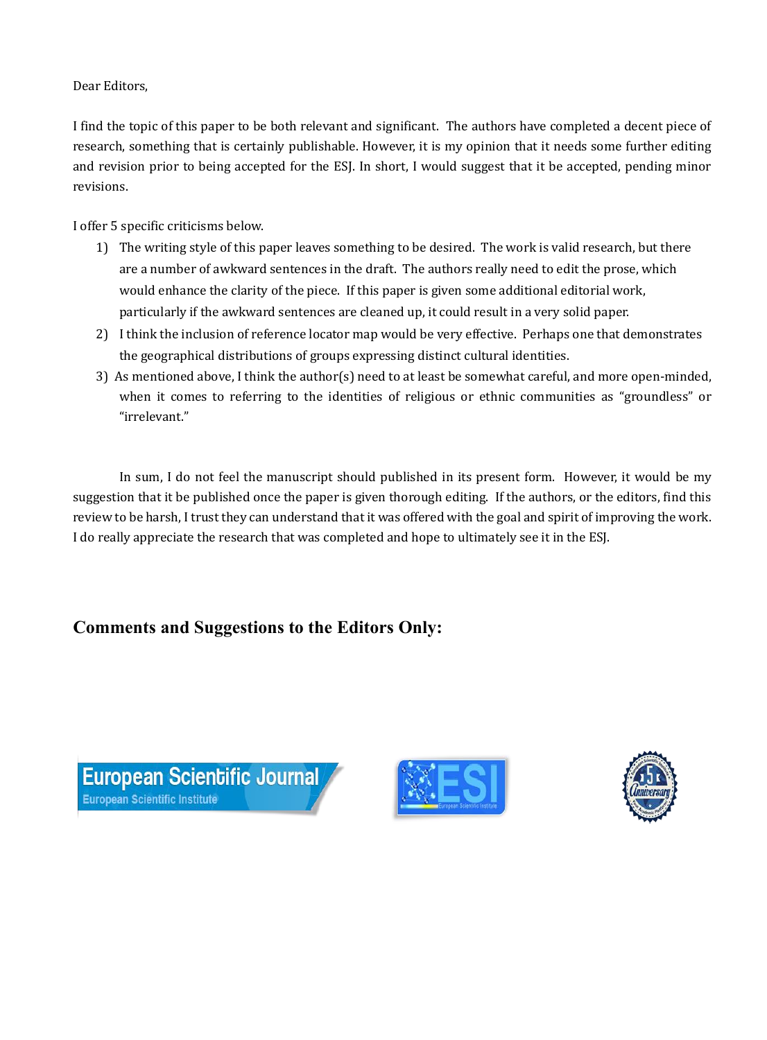Dear Editors,

I find the topic of this paper to be both relevant and significant. The authors have completed a decent piece of research, something that is certainly publishable. However, it is my opinion that it needs some further editing and revision prior to being accepted for the ESJ. In short, I would suggest that it be accepted, pending minor revisions.

I offer 5 specific criticisms below.

1) The writing style of this paper leaves something to be desired. The work is valid research, but there are a number of awkward sentences in the draft. The authors really need to edit the prose, which would enhance the clarity of the piece. If this paper is given some additional editorial work, particularly if the awkward sentences are cleaned up, it could result in a very solid paper.
2) I think the inclusion of reference locator map would be very effective. Perhaps one that demonstrates the geographical distributions of groups expressing distinct cultural identities.
3) As mentioned above, I think the author(s) need to at least be somewhat careful, and more open-minded, when it comes to referring to the identities of religious or ethnic communities as "groundless" or "irrelevant."

In sum, I do not feel the manuscript should published in its present form. However, it would be my suggestion that it be published once the paper is given thorough editing. If the authors, or the editors, find this review to be harsh, I trust they can understand that it was offered with the goal and spirit of improving the work. I do really appreciate the research that was completed and hope to ultimately see it in the ESJ.

## Comments and Suggestions to the Editors Only: